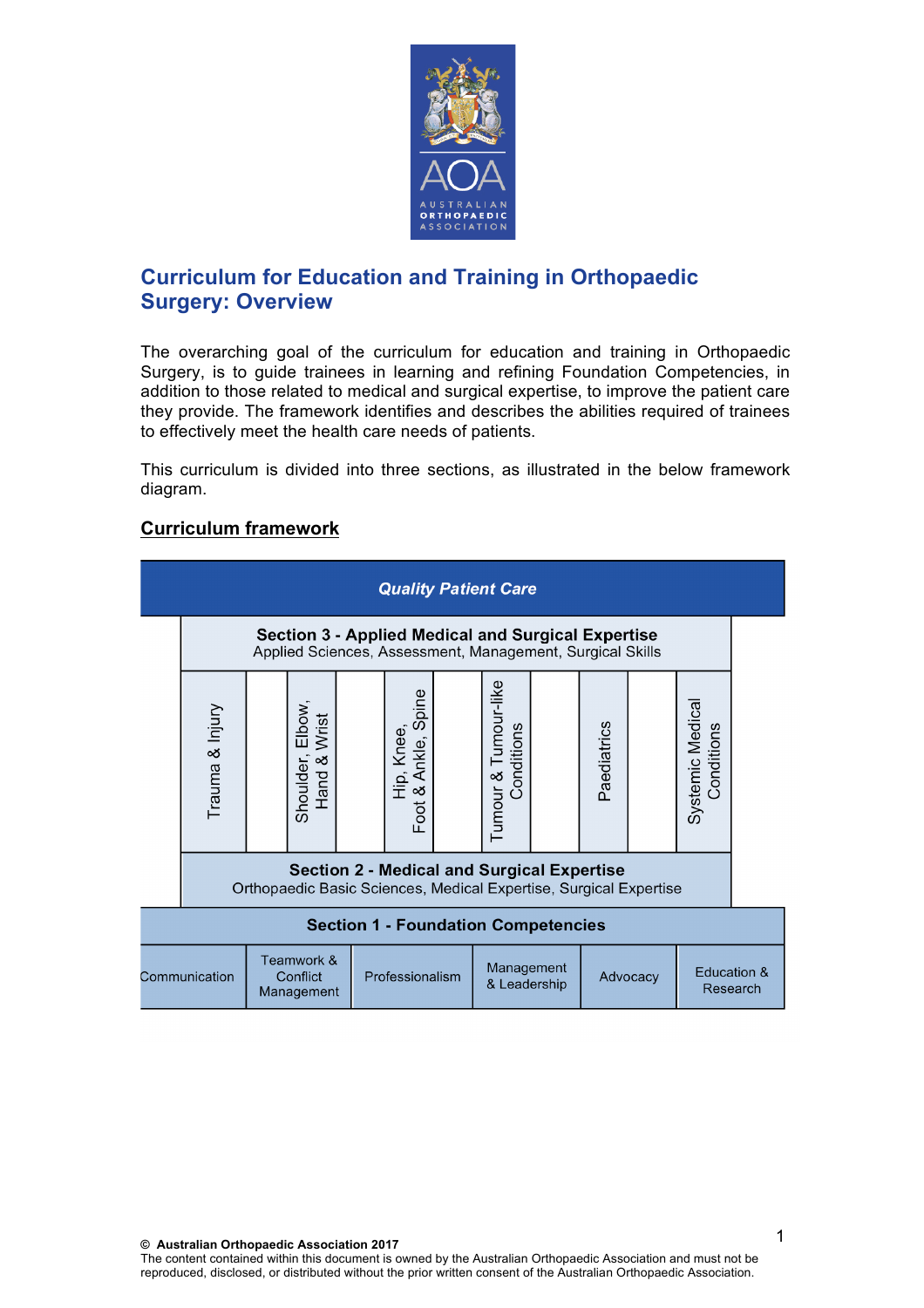# Curriculum for Education and Training in Orthopaedic Surgery: Overview

The overarching goal of the curriculum for education and training in Orthopaedic Surgery, is to guide trainees in learning and refining Foundation Competencies, in addition to those related to medical and surgical expertise, to improve the patient care they provide. The framework identifies and describes the abilities required of trainees to effectively meet the health care needs of patients.

This curriculum is divided into three sections, as illustrated in the below framework diagram.

## Curriculum framework

**_Quality Patient Care_**

**Section 3 - Applied Medical and Surgical Expertise**
Applied Sciences, Assessment, Management, Surgical Skills

| Trauma & Injury | Shoulder, Elbow, Hand & Wrist | Hip, Knee, Foot & Ankle, Spine | Tumour & Tumour-like Conditions | Paediatrics | Systemic Medical Conditions |
|---|---|---|---|---|---|

**Section 2 - Medical and Surgical Expertise**
Orthopaedic Basic Sciences, Medical Expertise, Surgical Expertise

**Section 1 - Foundation Competencies**

| Communication | Teamwork & Conflict Management | Professionalism | Management & Leadership | Advocacy | Education & Research |
|---|---|---|---|---|---|

**© Australian Orthopaedic Association 2017**
The content contained within this document is owned by the Australian Orthopaedic Association and must not be reproduced, disclosed, or distributed without the prior written consent of the Australian Orthopaedic Association.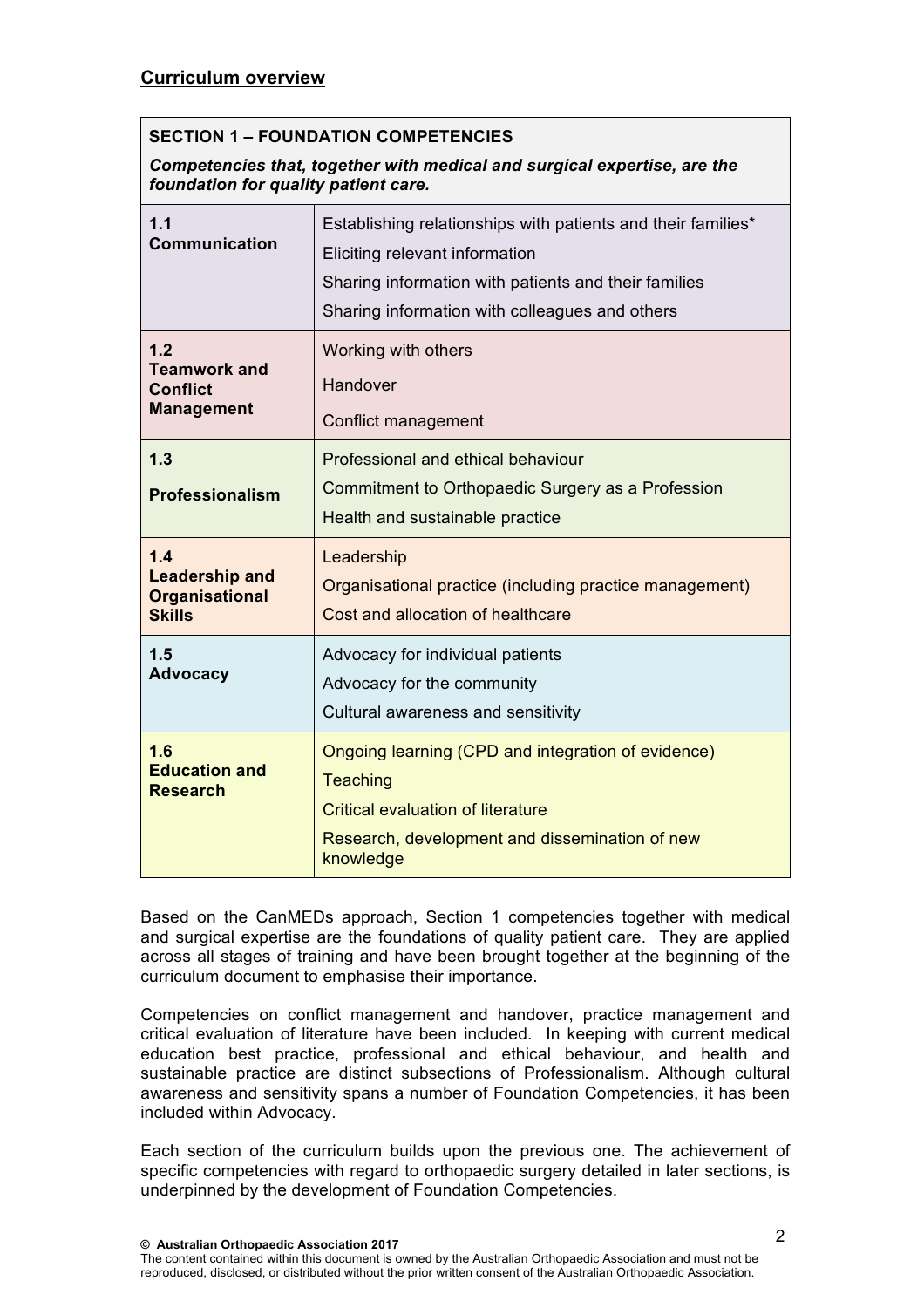## Curriculum overview

| **SECTION 1 – FOUNDATION COMPETENCIES**<br>***Competencies that, together with medical and surgical expertise, are the foundation for quality patient care.*** | |
|---|---|
| **1.1 Communication** | Establishing relationships with patients and their families*<br>Eliciting relevant information<br>Sharing information with patients and their families<br>Sharing information with colleagues and others |
| **1.2 Teamwork and Conflict Management** | Working with others<br>Handover<br>Conflict management |
| **1.3 Professionalism** | Professional and ethical behaviour<br>Commitment to Orthopaedic Surgery as a Profession<br>Health and sustainable practice |
| **1.4 Leadership and Organisational Skills** | Leadership<br>Organisational practice (including practice management)<br>Cost and allocation of healthcare |
| **1.5 Advocacy** | Advocacy for individual patients<br>Advocacy for the community<br>Cultural awareness and sensitivity |
| **1.6 Education and Research** | Ongoing learning (CPD and integration of evidence)<br>Teaching<br>Critical evaluation of literature<br>Research, development and dissemination of new knowledge |

Based on the CanMEDs approach, Section 1 competencies together with medical and surgical expertise are the foundations of quality patient care. They are applied across all stages of training and have been brought together at the beginning of the curriculum document to emphasise their importance.

Competencies on conflict management and handover, practice management and critical evaluation of literature have been included. In keeping with current medical education best practice, professional and ethical behaviour, and health and sustainable practice are distinct subsections of Professionalism. Although cultural awareness and sensitivity spans a number of Foundation Competencies, it has been included within Advocacy.

Each section of the curriculum builds upon the previous one. The achievement of specific competencies with regard to orthopaedic surgery detailed in later sections, is underpinned by the development of Foundation Competencies.

**© Australian Orthopaedic Association 2017**
The content contained within this document is owned by the Australian Orthopaedic Association and must not be reproduced, disclosed, or distributed without the prior written consent of the Australian Orthopaedic Association.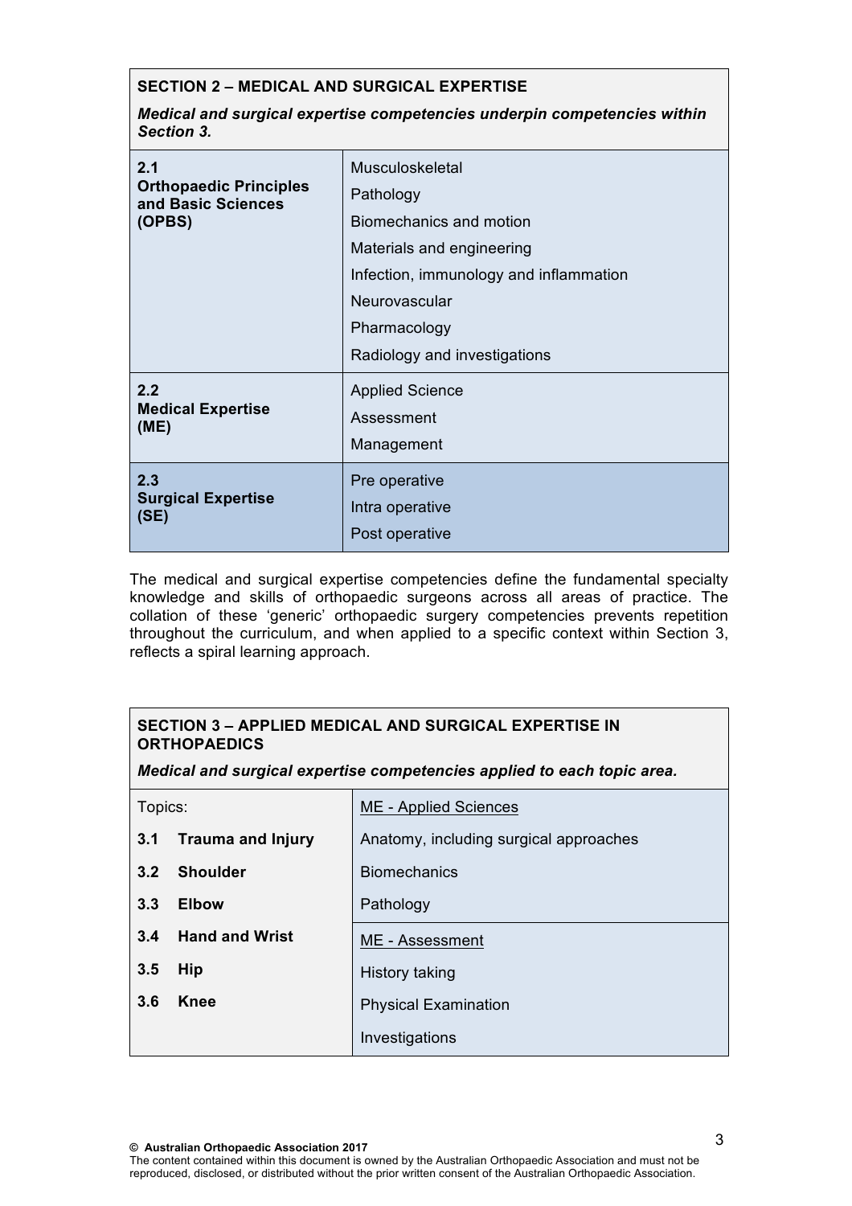| **SECTION 2 – MEDICAL AND SURGICAL EXPERTISE**<br>***Medical and surgical expertise competencies underpin competencies within Section 3.*** | |
|---|---|
| **2.1**<br>**Orthopaedic Principles and Basic Sciences (OPBS)** | Musculoskeletal<br>Pathology<br>Biomechanics and motion<br>Materials and engineering<br>Infection, immunology and inflammation<br>Neurovascular<br>Pharmacology<br>Radiology and investigations |
| **2.2**<br>**Medical Expertise (ME)** | Applied Science<br>Assessment<br>Management |
| **2.3**<br>**Surgical Expertise (SE)** | Pre operative<br>Intra operative<br>Post operative |

The medical and surgical expertise competencies define the fundamental specialty knowledge and skills of orthopaedic surgeons across all areas of practice. The collation of these 'generic' orthopaedic surgery competencies prevents repetition throughout the curriculum, and when applied to a specific context within Section 3, reflects a spiral learning approach.

| **SECTION 3 – APPLIED MEDICAL AND SURGICAL EXPERTISE IN ORTHOPAEDICS**<br>***Medical and surgical expertise competencies applied to each topic area.*** | |
|---|---|
| Topics:<br>**3.1 Trauma and Injury**<br>**3.2 Shoulder**<br>**3.3 Elbow**<br>**3.4 Hand and Wrist**<br>**3.5 Hip**<br>**3.6 Knee** | ME - Applied Sciences<br>Anatomy, including surgical approaches<br>Biomechanics<br>Pathology<br><br>ME - Assessment<br>History taking<br>Physical Examination<br>Investigations |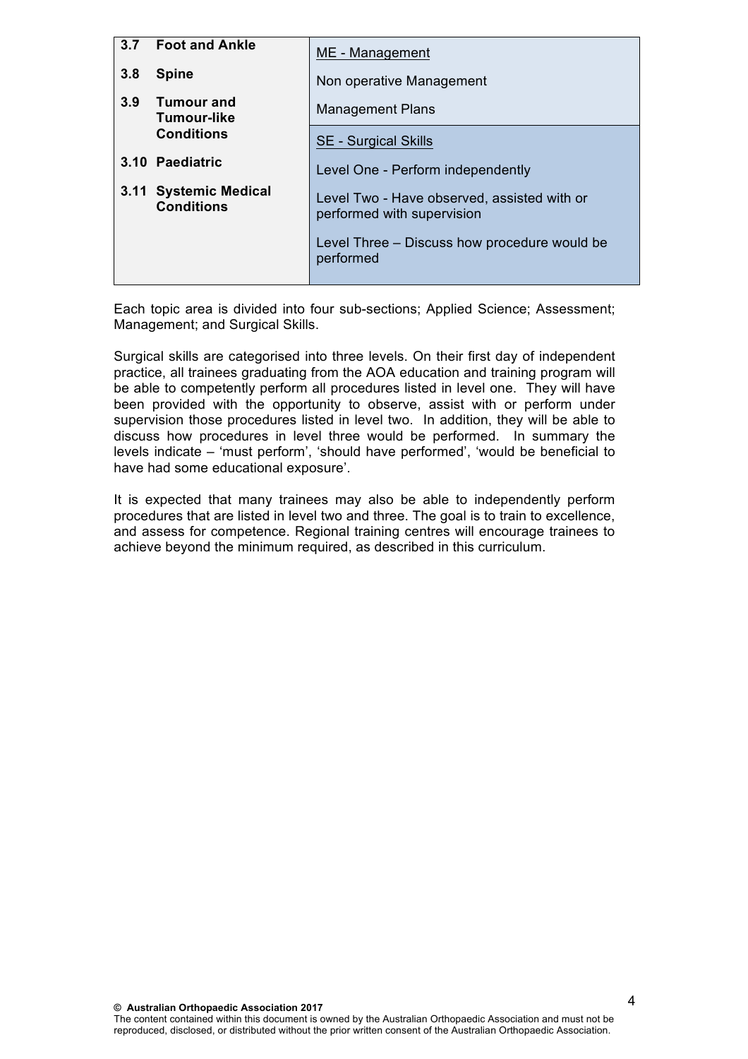| | |
|---|---|
| **3.7 Foot and Ankle**<br>**3.8 Spine**<br>**3.9 Tumour and Tumour-like Conditions**<br>**3.10 Paediatric**<br>**3.11 Systemic Medical Conditions** | ME - Management<br>Non operative Management<br>Management Plans<br>SE - Surgical Skills<br>Level One - Perform independently<br>Level Two - Have observed, assisted with or performed with supervision<br>Level Three – Discuss how procedure would be performed |

Each topic area is divided into four sub-sections; Applied Science; Assessment; Management; and Surgical Skills.

Surgical skills are categorised into three levels. On their first day of independent practice, all trainees graduating from the AOA education and training program will be able to competently perform all procedures listed in level one. They will have been provided with the opportunity to observe, assist with or perform under supervision those procedures listed in level two. In addition, they will be able to discuss how procedures in level three would be performed. In summary the levels indicate – 'must perform', 'should have performed', 'would be beneficial to have had some educational exposure'.

It is expected that many trainees may also be able to independently perform procedures that are listed in level two and three. The goal is to train to excellence, and assess for competence. Regional training centres will encourage trainees to achieve beyond the minimum required, as described in this curriculum.

**© Australian Orthopaedic Association 2017**
The content contained within this document is owned by the Australian Orthopaedic Association and must not be reproduced, disclosed, or distributed without the prior written consent of the Australian Orthopaedic Association.